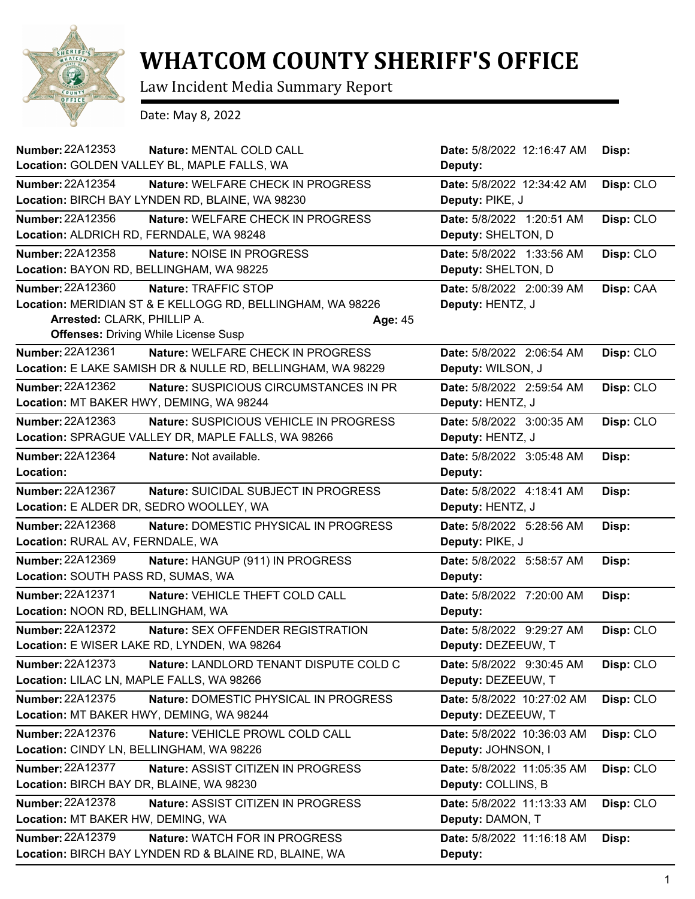# WHATCOM COUNTY SHERIFF'S OFFICE

Law Incident Media Summary Report

Date: May 8, 2022

| Number | Nature | Location | Date | Deputy | Disp |
|---|---|---|---|---|---|
| 22A12353 | MENTAL COLD CALL | GOLDEN VALLEY BL, MAPLE FALLS, WA | 5/8/2022 12:16:47 AM | | |
| 22A12354 | WELFARE CHECK IN PROGRESS | BIRCH BAY LYNDEN RD, BLAINE, WA 98230 | 5/8/2022 12:34:42 AM | PIKE, J | CLO |
| 22A12356 | WELFARE CHECK IN PROGRESS | ALDRICH RD, FERNDALE, WA 98248 | 5/8/2022 1:20:51 AM | SHELTON, D | CLO |
| 22A12358 | NOISE IN PROGRESS | BAYON RD, BELLINGHAM, WA 98225 | 5/8/2022 1:33:56 AM | SHELTON, D | CLO |
| 22A12360 | TRAFFIC STOP | MERIDIAN ST & E KELLOGG RD, BELLINGHAM, WA 98226 | 5/8/2022 2:00:39 AM | HENTZ, J | CAA |
| | Arrested: CLARK, PHILLIP A. Age: 45 Offenses: Driving While License Susp | | | | |
| 22A12361 | WELFARE CHECK IN PROGRESS | E LAKE SAMISH DR & NULLE RD, BELLINGHAM, WA 98229 | 5/8/2022 2:06:54 AM | WILSON, J | CLO |
| 22A12362 | SUSPICIOUS CIRCUMSTANCES IN PR | MT BAKER HWY, DEMING, WA 98244 | 5/8/2022 2:59:54 AM | HENTZ, J | CLO |
| 22A12363 | SUSPICIOUS VEHICLE IN PROGRESS | SPRAGUE VALLEY DR, MAPLE FALLS, WA 98266 | 5/8/2022 3:00:35 AM | HENTZ, J | CLO |
| 22A12364 | Not available. | | 5/8/2022 3:05:48 AM | | |
| 22A12367 | SUICIDAL SUBJECT IN PROGRESS | E ALDER DR, SEDRO WOOLLEY, WA | 5/8/2022 4:18:41 AM | HENTZ, J | |
| 22A12368 | DOMESTIC PHYSICAL IN PROGRESS | RURAL AV, FERNDALE, WA | 5/8/2022 5:28:56 AM | PIKE, J | |
| 22A12369 | HANGUP (911) IN PROGRESS | SOUTH PASS RD, SUMAS, WA | 5/8/2022 5:58:57 AM | | |
| 22A12371 | VEHICLE THEFT COLD CALL | NOON RD, BELLINGHAM, WA | 5/8/2022 7:20:00 AM | | |
| 22A12372 | SEX OFFENDER REGISTRATION | E WISER LAKE RD, LYNDEN, WA 98264 | 5/8/2022 9:29:27 AM | DEZEEUW, T | CLO |
| 22A12373 | LANDLORD TENANT DISPUTE COLD C | LILAC LN, MAPLE FALLS, WA 98266 | 5/8/2022 9:30:45 AM | DEZEEUW, T | CLO |
| 22A12375 | DOMESTIC PHYSICAL IN PROGRESS | MT BAKER HWY, DEMING, WA 98244 | 5/8/2022 10:27:02 AM | DEZEEUW, T | CLO |
| 22A12376 | VEHICLE PROWL COLD CALL | CINDY LN, BELLINGHAM, WA 98226 | 5/8/2022 10:36:03 AM | JOHNSON, I | CLO |
| 22A12377 | ASSIST CITIZEN IN PROGRESS | BIRCH BAY DR, BLAINE, WA 98230 | 5/8/2022 11:05:35 AM | COLLINS, B | CLO |
| 22A12378 | ASSIST CITIZEN IN PROGRESS | MT BAKER HW, DEMING, WA | 5/8/2022 11:13:33 AM | DAMON, T | CLO |
| 22A12379 | WATCH FOR IN PROGRESS | BIRCH BAY LYNDEN RD & BLAINE RD, BLAINE, WA | 5/8/2022 11:16:18 AM | | |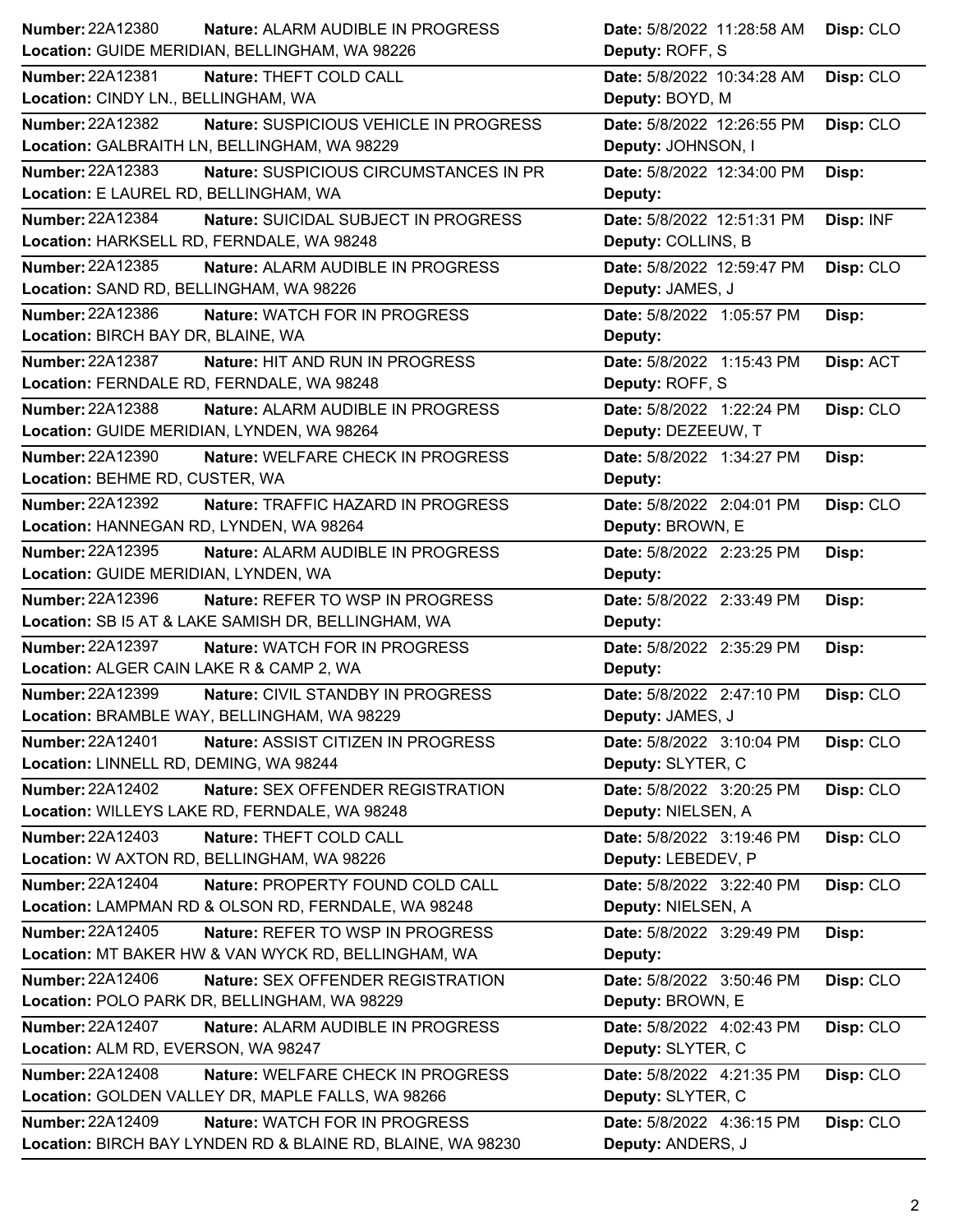| Number | Nature | Location | Date | Deputy | Disp |
|---|---|---|---|---|---|
| 22A12380 | ALARM AUDIBLE IN PROGRESS | GUIDE MERIDIAN, BELLINGHAM, WA 98226 | 5/8/2022 11:28:58 AM | ROFF, S | CLO |
| 22A12381 | THEFT COLD CALL | CINDY LN., BELLINGHAM, WA | 5/8/2022 10:34:28 AM | BOYD, M | CLO |
| 22A12382 | SUSPICIOUS VEHICLE IN PROGRESS | GALBRAITH LN, BELLINGHAM, WA 98229 | 5/8/2022 12:26:55 PM | JOHNSON, I | CLO |
| 22A12383 | SUSPICIOUS CIRCUMSTANCES IN PR | E LAUREL RD, BELLINGHAM, WA | 5/8/2022 12:34:00 PM | | |
| 22A12384 | SUICIDAL SUBJECT IN PROGRESS | HARKSELL RD, FERNDALE, WA 98248 | 5/8/2022 12:51:31 PM | COLLINS, B | INF |
| 22A12385 | ALARM AUDIBLE IN PROGRESS | SAND RD, BELLINGHAM, WA 98226 | 5/8/2022 12:59:47 PM | JAMES, J | CLO |
| 22A12386 | WATCH FOR IN PROGRESS | BIRCH BAY DR, BLAINE, WA | 5/8/2022 1:05:57 PM | | |
| 22A12387 | HIT AND RUN IN PROGRESS | FERNDALE RD, FERNDALE, WA 98248 | 5/8/2022 1:15:43 PM | ROFF, S | ACT |
| 22A12388 | ALARM AUDIBLE IN PROGRESS | GUIDE MERIDIAN, LYNDEN, WA 98264 | 5/8/2022 1:22:24 PM | DEZEEUW, T | CLO |
| 22A12390 | WELFARE CHECK IN PROGRESS | BEHME RD, CUSTER, WA | 5/8/2022 1:34:27 PM | | |
| 22A12392 | TRAFFIC HAZARD IN PROGRESS | HANNEGAN RD, LYNDEN, WA 98264 | 5/8/2022 2:04:01 PM | BROWN, E | CLO |
| 22A12395 | ALARM AUDIBLE IN PROGRESS | GUIDE MERIDIAN, LYNDEN, WA | 5/8/2022 2:23:25 PM | | |
| 22A12396 | REFER TO WSP IN PROGRESS | SB I5 AT & LAKE SAMISH DR, BELLINGHAM, WA | 5/8/2022 2:33:49 PM | | |
| 22A12397 | WATCH FOR IN PROGRESS | ALGER CAIN LAKE R & CAMP 2, WA | 5/8/2022 2:35:29 PM | | |
| 22A12399 | CIVIL STANDBY IN PROGRESS | BRAMBLE WAY, BELLINGHAM, WA 98229 | 5/8/2022 2:47:10 PM | JAMES, J | CLO |
| 22A12401 | ASSIST CITIZEN IN PROGRESS | LINNELL RD, DEMING, WA 98244 | 5/8/2022 3:10:04 PM | SLYTER, C | CLO |
| 22A12402 | SEX OFFENDER REGISTRATION | WILLEYS LAKE RD, FERNDALE, WA 98248 | 5/8/2022 3:20:25 PM | NIELSEN, A | CLO |
| 22A12403 | THEFT COLD CALL | W AXTON RD, BELLINGHAM, WA 98226 | 5/8/2022 3:19:46 PM | LEBEDEV, P | CLO |
| 22A12404 | PROPERTY FOUND COLD CALL | LAMPMAN RD & OLSON RD, FERNDALE, WA 98248 | 5/8/2022 3:22:40 PM | NIELSEN, A | CLO |
| 22A12405 | REFER TO WSP IN PROGRESS | MT BAKER HW & VAN WYCK RD, BELLINGHAM, WA | 5/8/2022 3:29:49 PM | | |
| 22A12406 | SEX OFFENDER REGISTRATION | POLO PARK DR, BELLINGHAM, WA 98229 | 5/8/2022 3:50:46 PM | BROWN, E | CLO |
| 22A12407 | ALARM AUDIBLE IN PROGRESS | ALM RD, EVERSON, WA 98247 | 5/8/2022 4:02:43 PM | SLYTER, C | CLO |
| 22A12408 | WELFARE CHECK IN PROGRESS | GOLDEN VALLEY DR, MAPLE FALLS, WA 98266 | 5/8/2022 4:21:35 PM | SLYTER, C | CLO |
| 22A12409 | WATCH FOR IN PROGRESS | BIRCH BAY LYNDEN RD & BLAINE RD, BLAINE, WA 98230 | 5/8/2022 4:36:15 PM | ANDERS, J | CLO |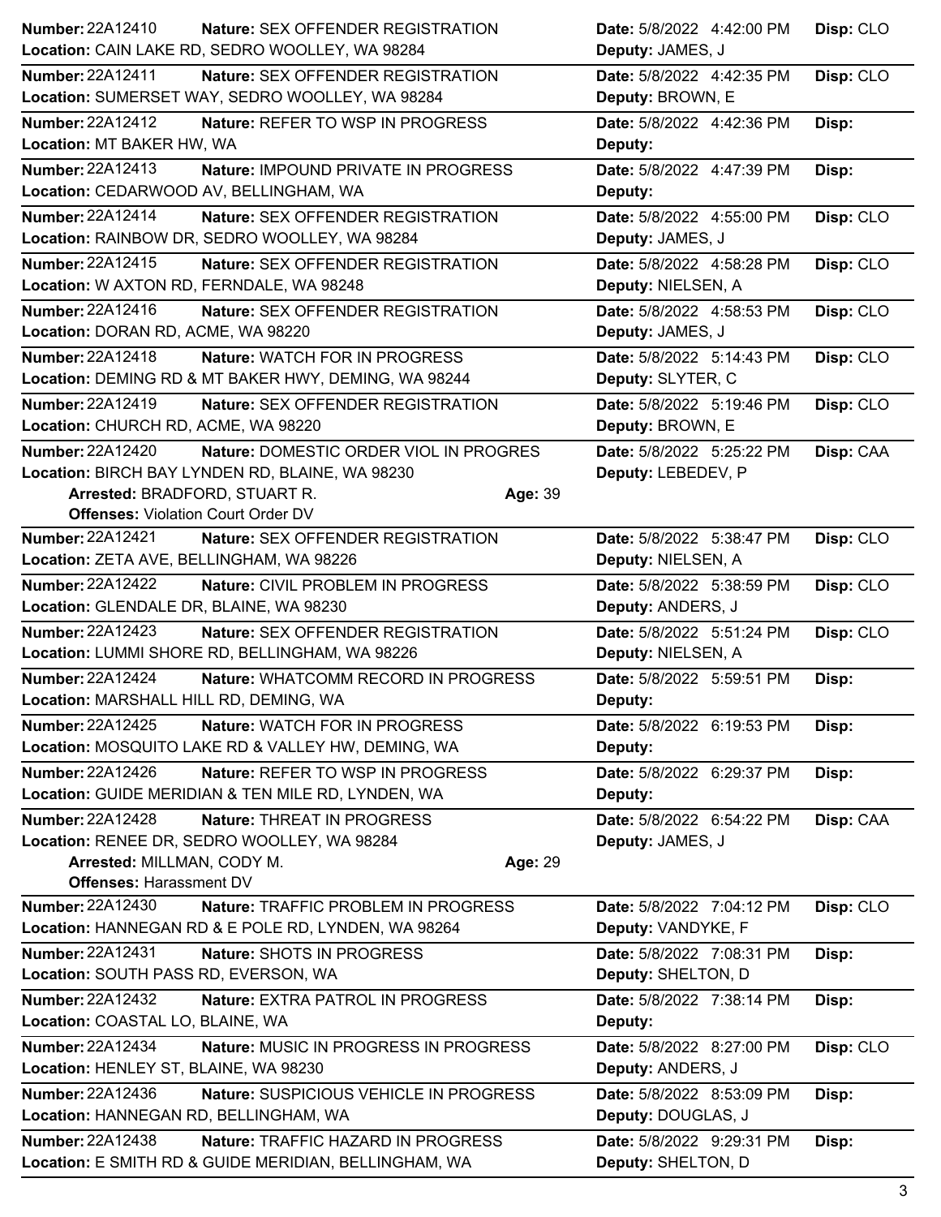**Number:** 22A12410 **Nature:** SEX OFFENDER REGISTRATION **Date:** 5/8/2022 4:42:00 PM **Disp:** CLO
**Location:** CAIN LAKE RD, SEDRO WOOLLEY, WA 98284 **Deputy:** JAMES, J

---

**Number:** 22A12411 **Nature:** SEX OFFENDER REGISTRATION **Date:** 5/8/2022 4:42:35 PM **Disp:** CLO
**Location:** SUMERSET WAY, SEDRO WOOLLEY, WA 98284 **Deputy:** BROWN, E

---

**Number:** 22A12412 **Nature:** REFER TO WSP IN PROGRESS **Date:** 5/8/2022 4:42:36 PM **Disp:**
**Location:** MT BAKER HW, WA **Deputy:**

---

**Number:** 22A12413 **Nature:** IMPOUND PRIVATE IN PROGRESS **Date:** 5/8/2022 4:47:39 PM **Disp:**
**Location:** CEDARWOOD AV, BELLINGHAM, WA **Deputy:**

---

**Number:** 22A12414 **Nature:** SEX OFFENDER REGISTRATION **Date:** 5/8/2022 4:55:00 PM **Disp:** CLO
**Location:** RAINBOW DR, SEDRO WOOLLEY, WA 98284 **Deputy:** JAMES, J

---

**Number:** 22A12415 **Nature:** SEX OFFENDER REGISTRATION **Date:** 5/8/2022 4:58:28 PM **Disp:** CLO
**Location:** W AXTON RD, FERNDALE, WA 98248 **Deputy:** NIELSEN, A

---

**Number:** 22A12416 **Nature:** SEX OFFENDER REGISTRATION **Date:** 5/8/2022 4:58:53 PM **Disp:** CLO
**Location:** DORAN RD, ACME, WA 98220 **Deputy:** JAMES, J

---

**Number:** 22A12418 **Nature:** WATCH FOR IN PROGRESS **Date:** 5/8/2022 5:14:43 PM **Disp:** CLO
**Location:** DEMING RD & MT BAKER HWY, DEMING, WA 98244 **Deputy:** SLYTER, C

---

**Number:** 22A12419 **Nature:** SEX OFFENDER REGISTRATION **Date:** 5/8/2022 5:19:46 PM **Disp:** CLO
**Location:** CHURCH RD, ACME, WA 98220 **Deputy:** BROWN, E

---

**Number:** 22A12420 **Nature:** DOMESTIC ORDER VIOL IN PROGRES **Date:** 5/8/2022 5:25:22 PM **Disp:** CAA
**Location:** BIRCH BAY LYNDEN RD, BLAINE, WA 98230 **Deputy:** LEBEDEV, P
**Arrested:** BRADFORD, STUART R. **Age:** 39
**Offenses:** Violation Court Order DV

---

**Number:** 22A12421 **Nature:** SEX OFFENDER REGISTRATION **Date:** 5/8/2022 5:38:47 PM **Disp:** CLO
**Location:** ZETA AVE, BELLINGHAM, WA 98226 **Deputy:** NIELSEN, A

---

**Number:** 22A12422 **Nature:** CIVIL PROBLEM IN PROGRESS **Date:** 5/8/2022 5:38:59 PM **Disp:** CLO
**Location:** GLENDALE DR, BLAINE, WA 98230 **Deputy:** ANDERS, J

---

**Number:** 22A12423 **Nature:** SEX OFFENDER REGISTRATION **Date:** 5/8/2022 5:51:24 PM **Disp:** CLO
**Location:** LUMMI SHORE RD, BELLINGHAM, WA 98226 **Deputy:** NIELSEN, A

---

**Number:** 22A12424 **Nature:** WHATCOMM RECORD IN PROGRESS **Date:** 5/8/2022 5:59:51 PM **Disp:**
**Location:** MARSHALL HILL RD, DEMING, WA **Deputy:**

---

**Number:** 22A12425 **Nature:** WATCH FOR IN PROGRESS **Date:** 5/8/2022 6:19:53 PM **Disp:**
**Location:** MOSQUITO LAKE RD & VALLEY HW, DEMING, WA **Deputy:**

---

**Number:** 22A12426 **Nature:** REFER TO WSP IN PROGRESS **Date:** 5/8/2022 6:29:37 PM **Disp:**
**Location:** GUIDE MERIDIAN & TEN MILE RD, LYNDEN, WA **Deputy:**

---

**Number:** 22A12428 **Nature:** THREAT IN PROGRESS **Date:** 5/8/2022 6:54:22 PM **Disp:** CAA
**Location:** RENEE DR, SEDRO WOOLLEY, WA 98284 **Deputy:** JAMES, J
**Arrested:** MILLMAN, CODY M. **Age:** 29
**Offenses:** Harassment DV

---

**Number:** 22A12430 **Nature:** TRAFFIC PROBLEM IN PROGRESS **Date:** 5/8/2022 7:04:12 PM **Disp:** CLO
**Location:** HANNEGAN RD & E POLE RD, LYNDEN, WA 98264 **Deputy:** VANDYKE, F

---

**Number:** 22A12431 **Nature:** SHOTS IN PROGRESS **Date:** 5/8/2022 7:08:31 PM **Disp:**
**Location:** SOUTH PASS RD, EVERSON, WA **Deputy:** SHELTON, D

---

**Number:** 22A12432 **Nature:** EXTRA PATROL IN PROGRESS **Date:** 5/8/2022 7:38:14 PM **Disp:**
**Location:** COASTAL LO, BLAINE, WA **Deputy:**

---

**Number:** 22A12434 **Nature:** MUSIC IN PROGRESS IN PROGRESS **Date:** 5/8/2022 8:27:00 PM **Disp:** CLO
**Location:** HENLEY ST, BLAINE, WA 98230 **Deputy:** ANDERS, J

---

**Number:** 22A12436 **Nature:** SUSPICIOUS VEHICLE IN PROGRESS **Date:** 5/8/2022 8:53:09 PM **Disp:**
**Location:** HANNEGAN RD, BELLINGHAM, WA **Deputy:** DOUGLAS, J

---

**Number:** 22A12438 **Nature:** TRAFFIC HAZARD IN PROGRESS **Date:** 5/8/2022 9:29:31 PM **Disp:**
**Location:** E SMITH RD & GUIDE MERIDIAN, BELLINGHAM, WA **Deputy:** SHELTON, D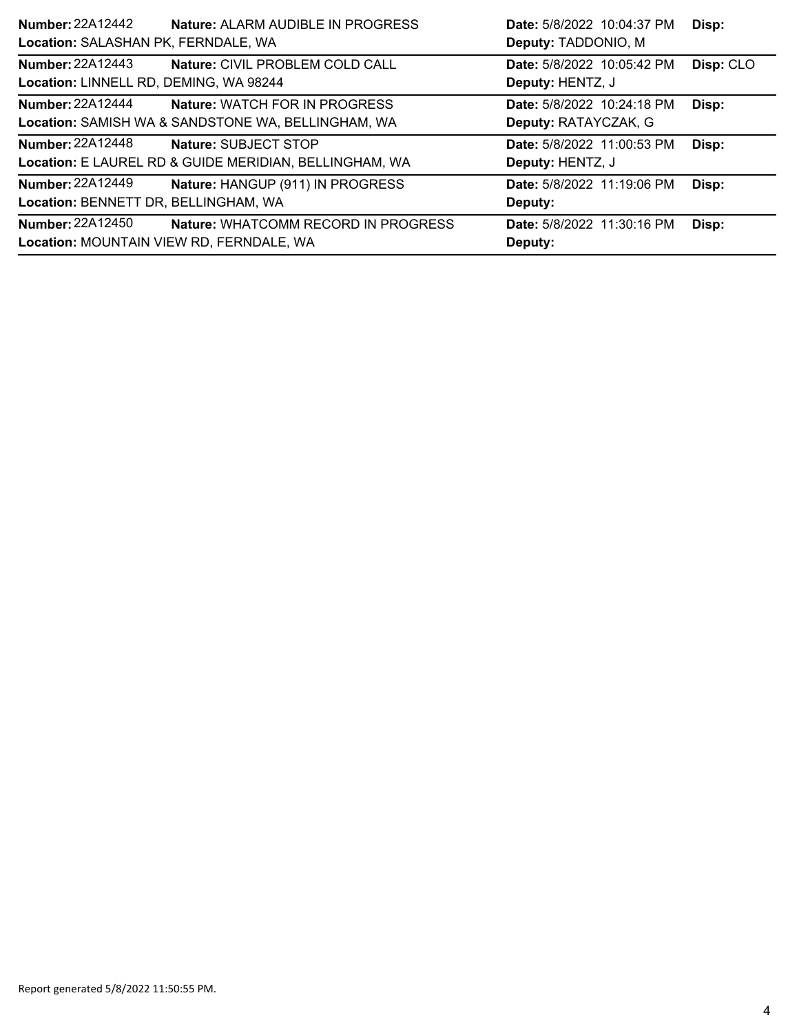**Number:** 22A12442 **Nature:** ALARM AUDIBLE IN PROGRESS **Date:** 5/8/2022 10:04:37 PM **Disp:**
**Location:** SALASHAN PK, FERNDALE, WA **Deputy:** TADDONIO, M

**Number:** 22A12443 **Nature:** CIVIL PROBLEM COLD CALL **Date:** 5/8/2022 10:05:42 PM **Disp:** CLO
**Location:** LINNELL RD, DEMING, WA 98244 **Deputy:** HENTZ, J

**Number:** 22A12444 **Nature:** WATCH FOR IN PROGRESS **Date:** 5/8/2022 10:24:18 PM **Disp:**
**Location:** SAMISH WA & SANDSTONE WA, BELLINGHAM, WA **Deputy:** RATAYCZAK, G

**Number:** 22A12448 **Nature:** SUBJECT STOP **Date:** 5/8/2022 11:00:53 PM **Disp:**
**Location:** E LAUREL RD & GUIDE MERIDIAN, BELLINGHAM, WA **Deputy:** HENTZ, J

**Number:** 22A12449 **Nature:** HANGUP (911) IN PROGRESS **Date:** 5/8/2022 11:19:06 PM **Disp:**
**Location:** BENNETT DR, BELLINGHAM, WA **Deputy:**

**Number:** 22A12450 **Nature:** WHATCOMM RECORD IN PROGRESS **Date:** 5/8/2022 11:30:16 PM **Disp:**
**Location:** MOUNTAIN VIEW RD, FERNDALE, WA **Deputy:**

Report generated 5/8/2022 11:50:55 PM.